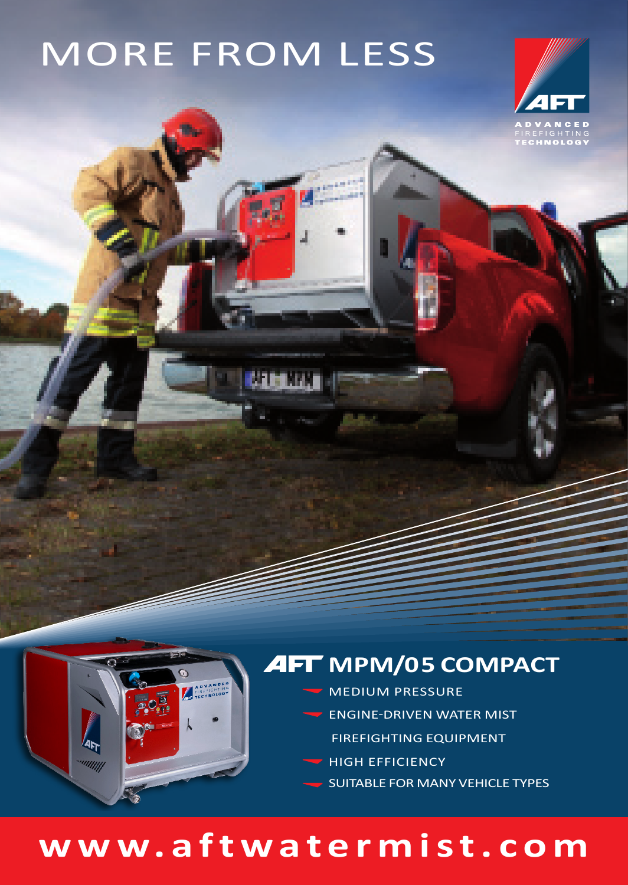# MORE FROM LESS

AFT
ADVANCED FIREFIGHTING TECHNOLOGY

## AFT MPM/05 COMPACT

- MEDIUM PRESSURE
- ENGINE-DRIVEN WATER MIST FIREFIGHTING EQUIPMENT
- HIGH EFFICIENCY
- SUITABLE FOR MANY VEHICLE TYPES

**www.aftwatermist.com**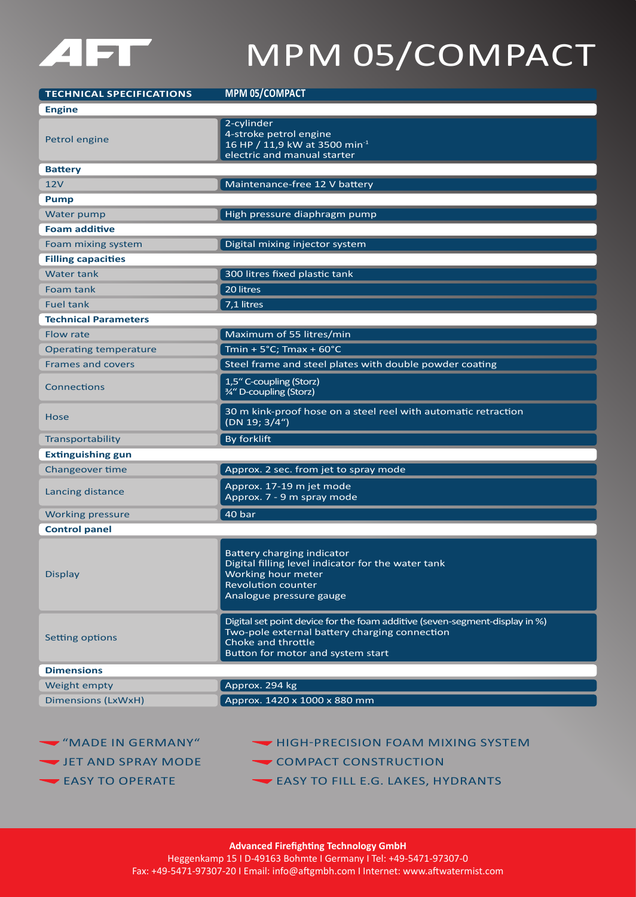# AFT

# MPM 05/COMPACT

| TECHNICAL SPECIFICATIONS | MPM 05/COMPACT |
|---|---|
| **Engine** | |
| Petrol engine | 2-cylinder<br>4-stroke petrol engine<br>16 HP / 11,9 kW at 3500 min$^{-1}$<br>electric and manual starter |
| **Battery** | |
| 12V | Maintenance-free 12 V battery |
| **Pump** | |
| Water pump | High pressure diaphragm pump |
| **Foam additive** | |
| Foam mixing system | Digital mixing injector system |
| **Filling capacities** | |
| Water tank | 300 litres fixed plastic tank |
| Foam tank | 20 litres |
| Fuel tank | 7,1 litres |
| **Technical Parameters** | |
| Flow rate | Maximum of 55 litres/min |
| Operating temperature | Tmin + 5°C; Tmax + 60°C |
| Frames and covers | Steel frame and steel plates with double powder coating |
| Connections | 1,5" C-coupling (Storz)<br>¾" D-coupling (Storz) |
| Hose | 30 m kink-proof hose on a steel reel with automatic retraction (DN 19; 3/4") |
| Transportability | By forklift |
| **Extinguishing gun** | |
| Changeover time | Approx. 2 sec. from jet to spray mode |
| Lancing distance | Approx. 17-19 m jet mode<br>Approx. 7 - 9 m spray mode |
| Working pressure | 40 bar |
| **Control panel** | |
| Display | Battery charging indicator<br>Digital filling level indicator for the water tank<br>Working hour meter<br>Revolution counter<br>Analogue pressure gauge |
| Setting options | Digital set point device for the foam additive (seven-segment-display in %)<br>Two-pole external battery charging connection<br>Choke and throttle<br>Button for motor and system start |
| **Dimensions** | |
| Weight empty | Approx. 294 kg |
| Dimensions (LxWxH) | Approx. 1420 x 1000 x 880 mm |

- "MADE IN GERMANY"
- JET AND SPRAY MODE
- EASY TO OPERATE
- HIGH-PRECISION FOAM MIXING SYSTEM
- COMPACT CONSTRUCTION
- EASY TO FILL E.G. LAKES, HYDRANTS

**Advanced Firefighting Technology GmbH**
Heggenkamp 15 I D-49163 Bohmte I Germany I Tel: +49-5471-97307-0
Fax: +49-5471-97307-20 I Email: info@aftgmbh.com I Internet: www.aftwatermist.com